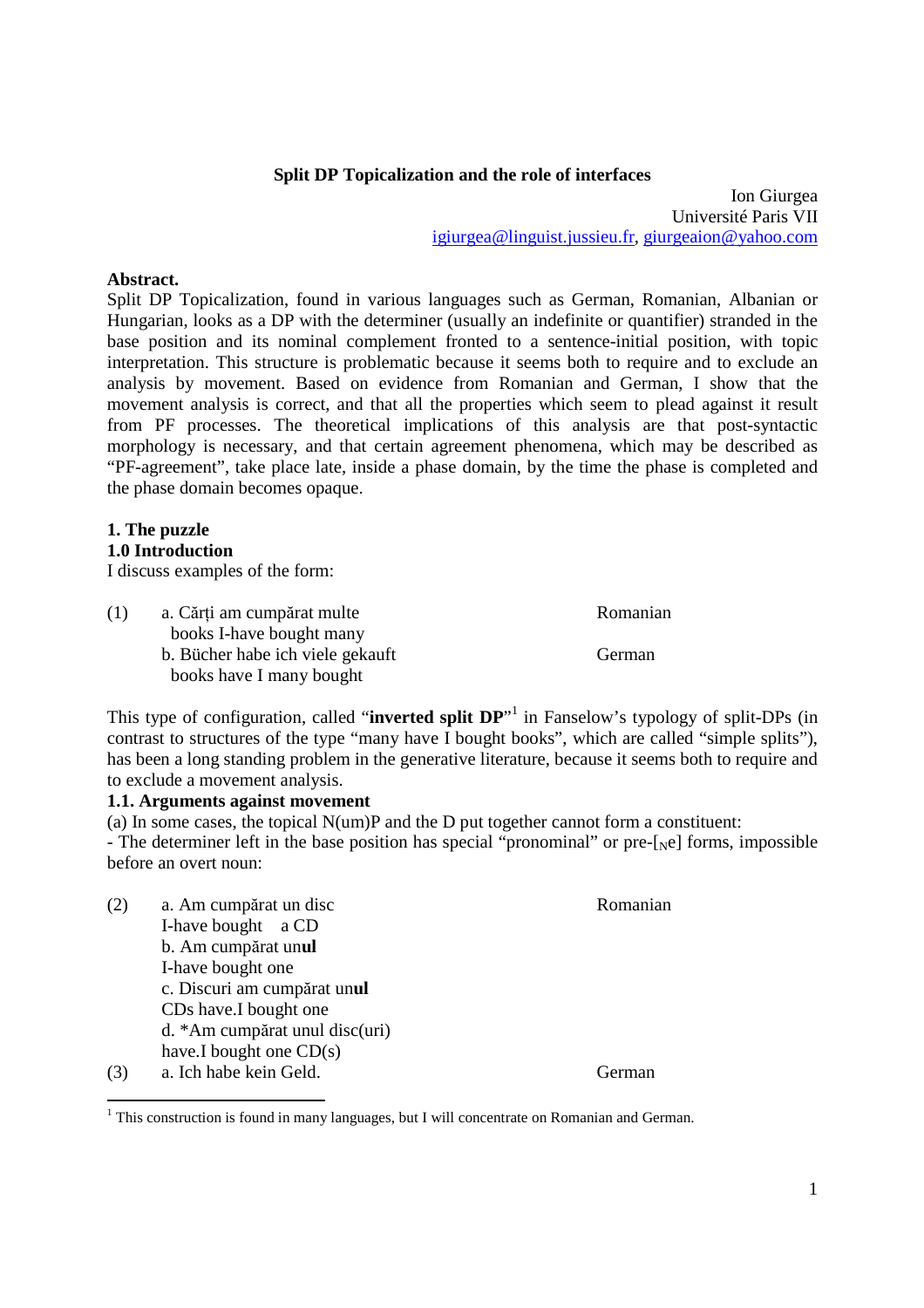**Split DP Topicalization and the role of interfaces**

Ion Giurgea
Université Paris VII
igiurgea@linguist.jussieu.fr, giurgeaion@yahoo.com

**Abstract.**
Split DP Topicalization, found in various languages such as German, Romanian, Albanian or Hungarian, looks as a DP with the determiner (usually an indefinite or quantifier) stranded in the base position and its nominal complement fronted to a sentence-initial position, with topic interpretation. This structure is problematic because it seems both to require and to exclude an analysis by movement. Based on evidence from Romanian and German, I show that the movement analysis is correct, and that all the properties which seem to plead against it result from PF processes. The theoretical implications of this analysis are that post-syntactic morphology is necessary, and that certain agreement phenomena, which may be described as "PF-agreement", take place late, inside a phase domain, by the time the phase is completed and the phase domain becomes opaque.

## 1. The puzzle

### 1.0 Introduction

I discuss examples of the form:

(1) a. Cărți am cumpărat multe — Romanian
books I-have bought many
b. Bücher habe ich viele gekauft — German
books have I many bought

This type of configuration, called "**inverted split DP**"[1] in Fanselow's typology of split-DPs (in contrast to structures of the type "many have I bought books", which are called "simple splits"), has been a long standing problem in the generative literature, because it seems both to require and to exclude a movement analysis.

### 1.1. Arguments against movement

(a) In some cases, the topical N(um)P and the D put together cannot form a constituent:
- The determiner left in the base position has special "pronominal" or pre-[$_N$e] forms, impossible before an overt noun:

(2) a. Am cumpărat un disc — Romanian
I-have bought a CD
b. Am cumpărat un**ul**
I-have bought one
c. Discuri am cumpărat un**ul**
CDs have.I bought one
d. *Am cumpărat unul disc(uri)
have.I bought one CD(s)

(3) a. Ich habe kein Geld. — German

[1] This construction is found in many languages, but I will concentrate on Romanian and German.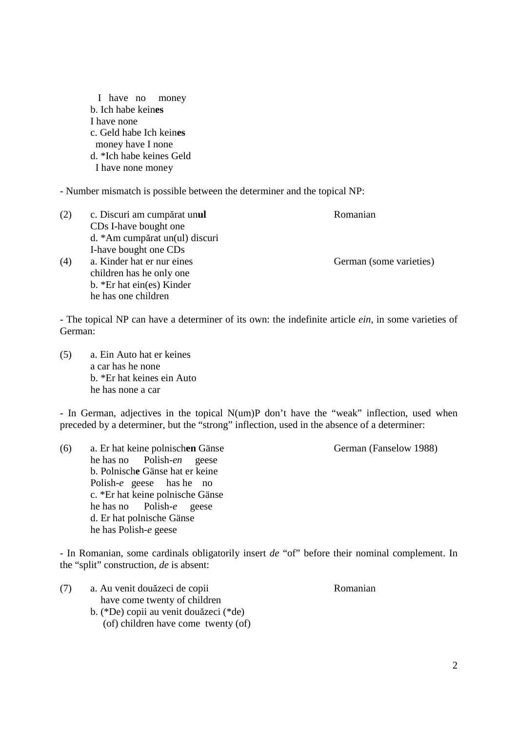I have no money
b. Ich habe kein**es**
I have none
c. Geld habe Ich kein**es**
money have I none
d. *Ich habe keines Geld
I have none money

- Number mismatch is possible between the determiner and the topical NP:

(2) c. Discuri am cumpărat un**ul** — Romanian
CDs I-have bought one
d. *Am cumpărat un(ul) discuri
I-have bought one CDs

(4) a. Kinder hat er nur eines — German (some varieties)
children has he only one
b. *Er hat ein(es) Kinder
he has one children

- The topical NP can have a determiner of its own: the indefinite article *ein*, in some varieties of German:

(5) a. Ein Auto hat er keines
a car has he none
b. *Er hat keines ein Auto
he has none a car

- In German, adjectives in the topical N(um)P don't have the "weak" inflection, used when preceded by a determiner, but the "strong" inflection, used in the absence of a determiner:

(6) a. Er hat keine polnisch**en** Gänse — German (Fanselow 1988)
he has no Polish-*en* geese
b. Polnisch**e** Gänse hat er keine
Polish-*e* geese has he no
c. *Er hat keine polnische Gänse
he has no Polish-*e* geese
d. Er hat polnische Gänse
he has Polish-*e* geese

- In Romanian, some cardinals obligatorily insert *de* "of" before their nominal complement. In the "split" construction, *de* is absent:

(7) a. Au venit douăzeci de copii — Romanian
have come twenty of children
b. (*De) copii au venit douăzeci (*de)
(of) children have come twenty (of)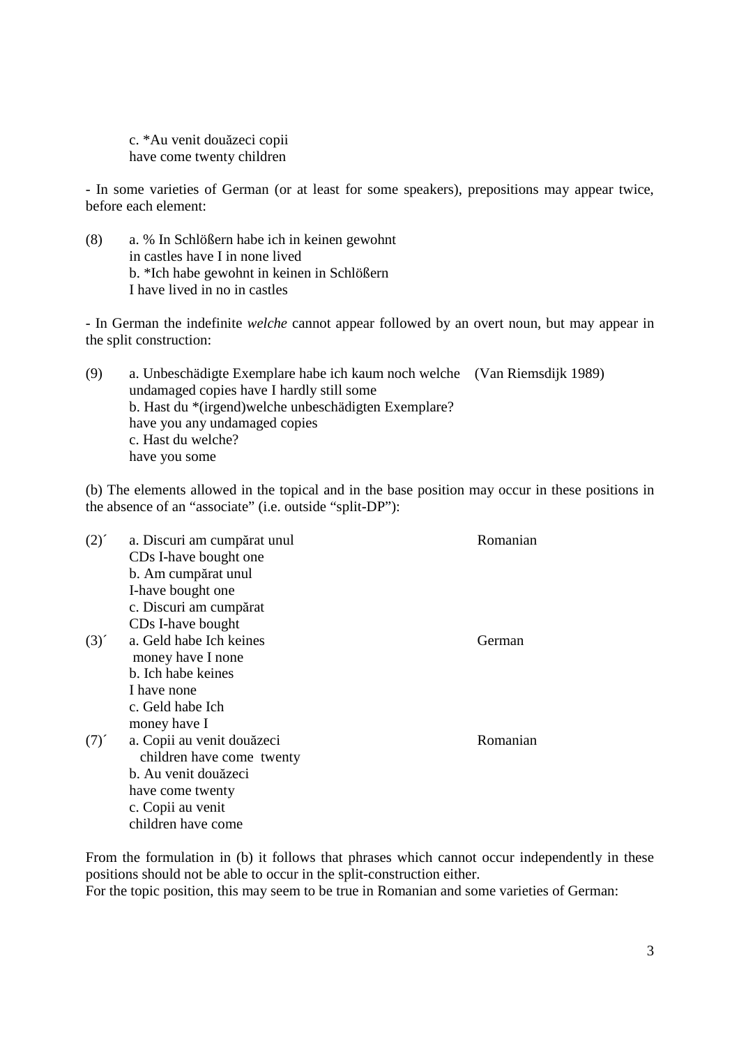c. *Au venit douăzeci copii
have come twenty children

- In some varieties of German (or at least for some speakers), prepositions may appear twice, before each element:

(8) a. % In Schlößern habe ich in keinen gewohnt
in castles have I in none lived
b. *Ich habe gewohnt in keinen in Schlößern
I have lived in no in castles

- In German the indefinite *welche* cannot appear followed by an overt noun, but may appear in the split construction:

(9) a. Unbeschädigte Exemplare habe ich kaum noch welche (Van Riemsdijk 1989)
undamaged copies have I hardly still some
b. Hast du *(irgend)welche unbeschädigten Exemplare?
have you any undamaged copies
c. Hast du welche?
have you some

(b) The elements allowed in the topical and in the base position may occur in these positions in the absence of an "associate" (i.e. outside "split-DP"):

(2)´ a. Discuri am cumpărat unul — Romanian
CDs I-have bought one
b. Am cumpărat unul
I-have bought one
c. Discuri am cumpărat
CDs I-have bought

(3)´ a. Geld habe Ich keines — German
money have I none
b. Ich habe keines
I have none
c. Geld habe Ich
money have I

(7)´ a. Copii au venit douăzeci — Romanian
children have come twenty
b. Au venit douăzeci
have come twenty
c. Copii au venit
children have come

From the formulation in (b) it follows that phrases which cannot occur independently in these positions should not be able to occur in the split-construction either.
For the topic position, this may seem to be true in Romanian and some varieties of German: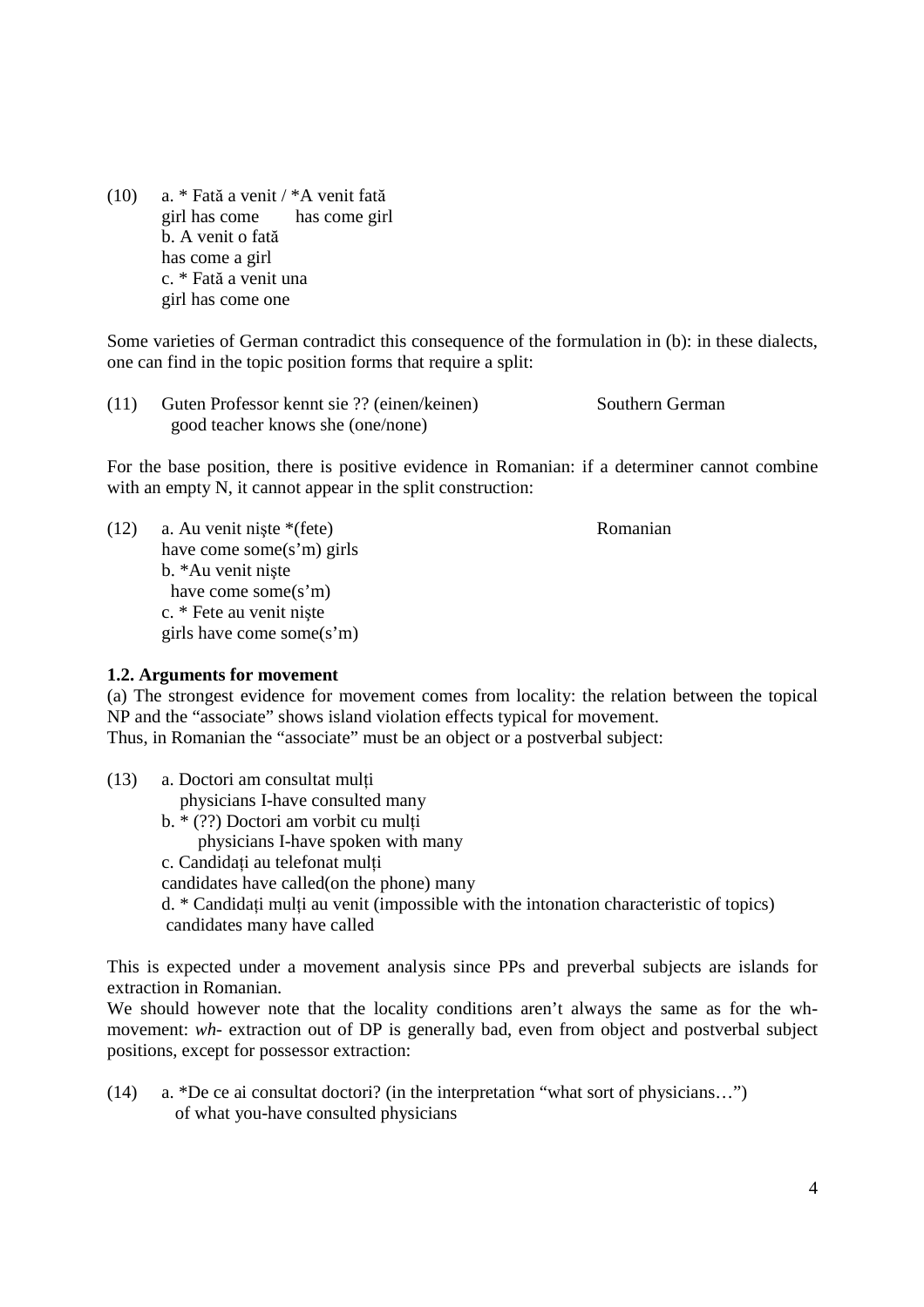(10) a. * Fată a venit / *A venit fată
girl has come has come girl
b. A venit o fată
has come a girl
c. * Fată a venit una
girl has come one

Some varieties of German contradict this consequence of the formulation in (b): in these dialects, one can find in the topic position forms that require a split:

(11) Guten Professor kennt sie ?? (einen/keinen) Southern German
good teacher knows she (one/none)

For the base position, there is positive evidence in Romanian: if a determiner cannot combine with an empty N, it cannot appear in the split construction:

(12) a. Au venit nişte *(fete) Romanian
have come some(s'm) girls
b. *Au venit nişte
have come some(s'm)
c. * Fete au venit nişte
girls have come some(s'm)

**1.2. Arguments for movement**

(a) The strongest evidence for movement comes from locality: the relation between the topical NP and the "associate" shows island violation effects typical for movement.
Thus, in Romanian the "associate" must be an object or a postverbal subject:

(13) a. Doctori am consultat mulți
physicians I-have consulted many
b. * (??) Doctori am vorbit cu mulți
physicians I-have spoken with many
c. Candidați au telefonat mulți
candidates have called(on the phone) many
d. * Candidați mulți au venit (impossible with the intonation characteristic of topics)
candidates many have called

This is expected under a movement analysis since PPs and preverbal subjects are islands for extraction in Romanian.
We should however note that the locality conditions aren't always the same as for the wh-movement: *wh-* extraction out of DP is generally bad, even from object and postverbal subject positions, except for possessor extraction:

(14) a. *De ce ai consultat doctori? (in the interpretation "what sort of physicians…")
of what you-have consulted physicians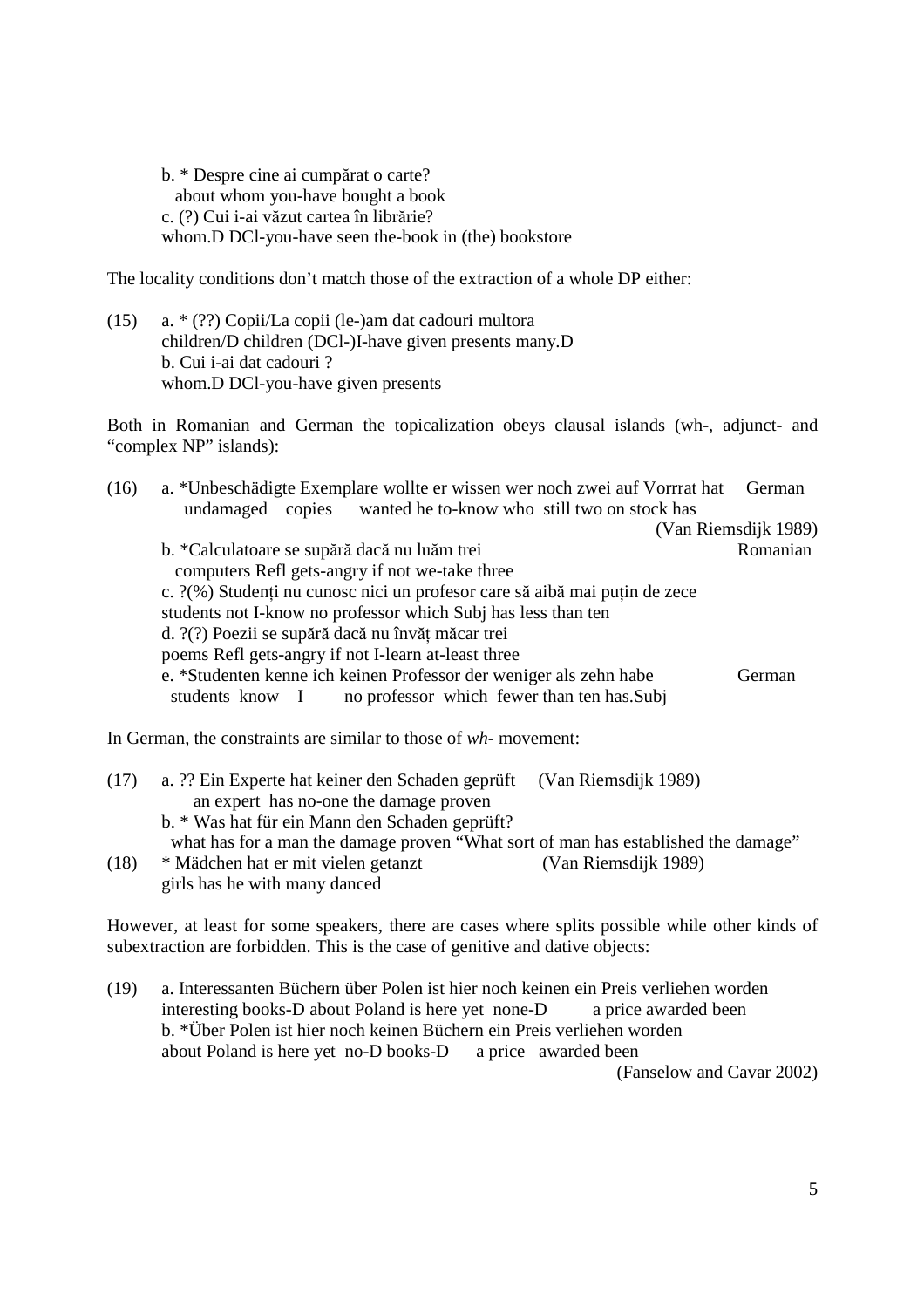b. * Despre cine ai cumpărat o carte?
about whom you-have bought a book
c. (?) Cui i-ai văzut cartea în librărie?
whom.D DCl-you-have seen the-book in (the) bookstore

The locality conditions don't match those of the extraction of a whole DP either:

(15) a. * (??) Copii/La copii (le-)am dat cadouri multora
children/D children (DCl-)I-have given presents many.D
b. Cui i-ai dat cadouri ?
whom.D DCl-you-have given presents

Both in Romanian and German the topicalization obeys clausal islands (wh-, adjunct- and "complex NP" islands):

(16) a. *Unbeschädigte Exemplare wollte er wissen wer noch zwei auf Vorrrat hat German
undamaged copies wanted he to-know who still two on stock has
(Van Riemsdijk 1989)
b. *Calculatoare se supără dacă nu luăm trei Romanian
computers Refl gets-angry if not we-take three
c. ?(%) Studenți nu cunosc nici un profesor care să aibă mai puțin de zece
students not I-know no professor which Subj has less than ten
d. ?(?) Poezii se supără dacă nu învăț măcar trei
poems Refl gets-angry if not I-learn at-least three
e. *Studenten kenne ich keinen Professor der weniger als zehn habe German
students know I no professor which fewer than ten has.Subj

In German, the constraints are similar to those of *wh-* movement:

(17) a. ?? Ein Experte hat keiner den Schaden geprüft (Van Riemsdijk 1989)
an expert has no-one the damage proven
b. * Was hat für ein Mann den Schaden geprüft?
what has for a man the damage proven "What sort of man has established the damage"

(18) * Mädchen hat er mit vielen getanzt (Van Riemsdijk 1989)
girls has he with many danced

However, at least for some speakers, there are cases where splits possible while other kinds of subextraction are forbidden. This is the case of genitive and dative objects:

(19) a. Interessanten Büchern über Polen ist hier noch keinen ein Preis verliehen worden
interesting books-D about Poland is here yet none-D a price awarded been
b. *Über Polen ist hier noch keinen Büchern ein Preis verliehen worden
about Poland is here yet no-D books-D a price awarded been
(Fanselow and Cavar 2002)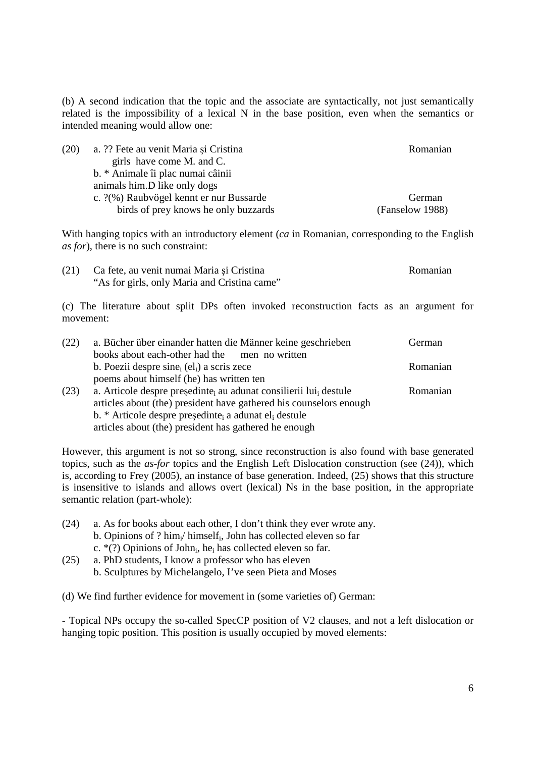(b) A second indication that the topic and the associate are syntactically, not just semantically related is the impossibility of a lexical N in the base position, even when the semantics or intended meaning would allow one:

(20) a. ?? Fete au venit Maria şi Cristina — Romanian
    girls have come M. and C.
  b. * Animale îi plac numai câinii
    animals him.D like only dogs
  c. ?(%) Raubvögel kennt er nur Bussarde — German (Fanselow 1988)
    birds of prey knows he only buzzards

With hanging topics with an introductory element (*ca* in Romanian, corresponding to the English *as for*), there is no such constraint:

(21) Ca fete, au venit numai Maria şi Cristina — Romanian
  "As for girls, only Maria and Cristina came"

(c) The literature about split DPs often invoked reconstruction facts as an argument for movement:

(22) a. Bücher über einander hatten die Männer keine geschrieben — German
    books about each-other had the men no written
  b. Poezii despre sine$_i$ (el$_i$) a scris zece — Romanian
    poems about himself (he) has written ten
(23) a. Articole despre preşedinte$_i$ au adunat consilierii lui$_i$ destule — Romanian
    articles about (the) president have gathered his counselors enough
  b. * Articole despre preşedinte$_i$ a adunat el$_i$ destule
    articles about (the) president has gathered he enough

However, this argument is not so strong, since reconstruction is also found with base generated topics, such as the *as-for* topics and the English Left Dislocation construction (see (24)), which is, according to Frey (2005), an instance of base generation. Indeed, (25) shows that this structure is insensitive to islands and allows overt (lexical) Ns in the base position, in the appropriate semantic relation (part-whole):

(24) a. As for books about each other, I don't think they ever wrote any.
  b. Opinions of ? him$_i$/ himself$_i$, John has collected eleven so far
  c. *(?) Opinions of John$_i$, he$_i$ has collected eleven so far.
(25) a. PhD students, I know a professor who has eleven
  b. Sculptures by Michelangelo, I've seen Pieta and Moses

(d) We find further evidence for movement in (some varieties of) German:

- Topical NPs occupy the so-called SpecCP position of V2 clauses, and not a left dislocation or hanging topic position. This position is usually occupied by moved elements: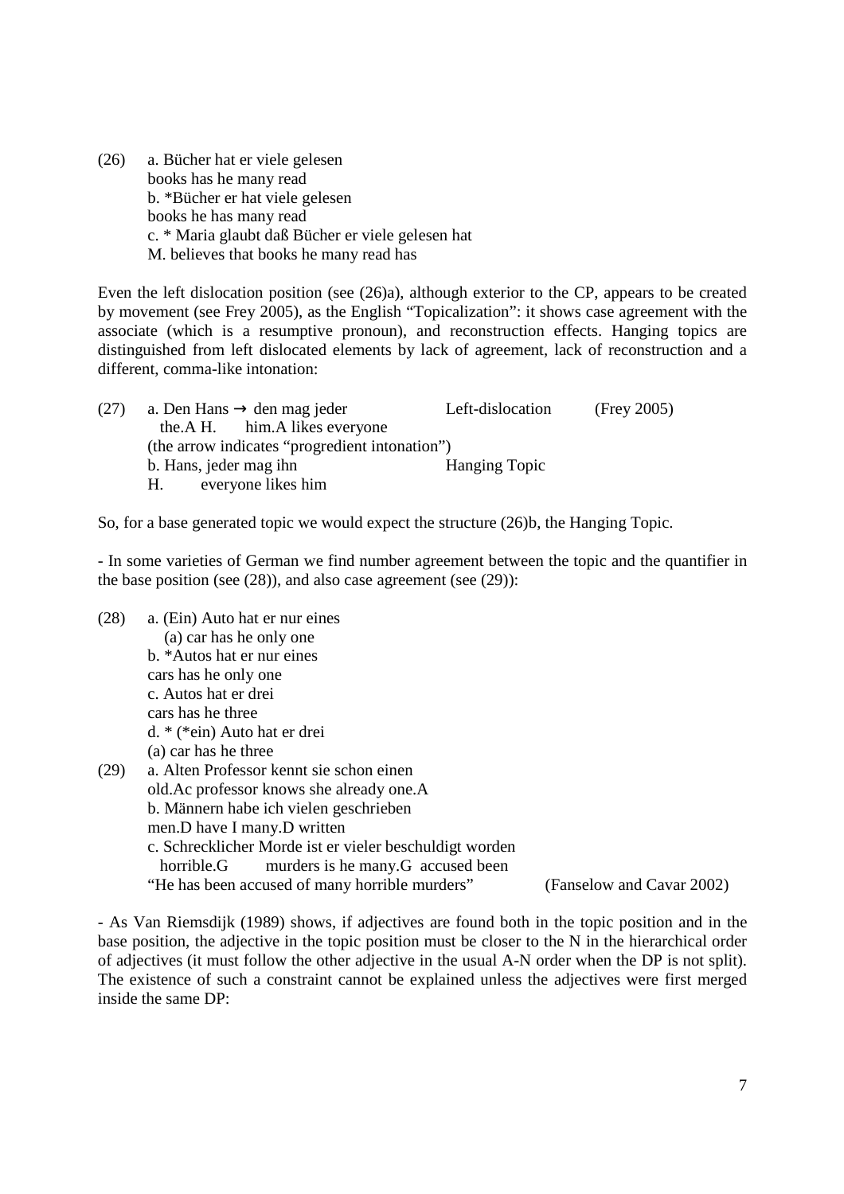(26) a. Bücher hat er viele gelesen
books has he many read
b. *Bücher er hat viele gelesen
books he has many read
c. * Maria glaubt daß Bücher er viele gelesen hat
M. believes that books he many read has

Even the left dislocation position (see (26)a), although exterior to the CP, appears to be created by movement (see Frey 2005), as the English "Topicalization": it shows case agreement with the associate (which is a resumptive pronoun), and reconstruction effects. Hanging topics are distinguished from left dislocated elements by lack of agreement, lack of reconstruction and a different, comma-like intonation:

(27) a. Den Hans → den mag jeder     Left-dislocation     (Frey 2005)
the.A H.     him.A likes everyone
(the arrow indicates "progredient intonation")
b. Hans, jeder mag ihn     Hanging Topic
H.     everyone likes him

So, for a base generated topic we would expect the structure (26)b, the Hanging Topic.

- In some varieties of German we find number agreement between the topic and the quantifier in the base position (see (28)), and also case agreement (see (29)):

(28) a. (Ein) Auto hat er nur eines
(a) car has he only one
b. *Autos hat er nur eines
cars has he only one
c. Autos hat er drei
cars has he three
d. * (*ein) Auto hat er drei
(a) car has he three

(29) a. Alten Professor kennt sie schon einen
old.Ac professor knows she already one.A
b. Männern habe ich vielen geschrieben
men.D have I many.D written
c. Schrecklicher Morde ist er vieler beschuldigt worden
horrible.G     murders is he many.G accused been
"He has been accused of many horrible murders"     (Fanselow and Cavar 2002)

- As Van Riemsdijk (1989) shows, if adjectives are found both in the topic position and in the base position, the adjective in the topic position must be closer to the N in the hierarchical order of adjectives (it must follow the other adjective in the usual A-N order when the DP is not split). The existence of such a constraint cannot be explained unless the adjectives were first merged inside the same DP: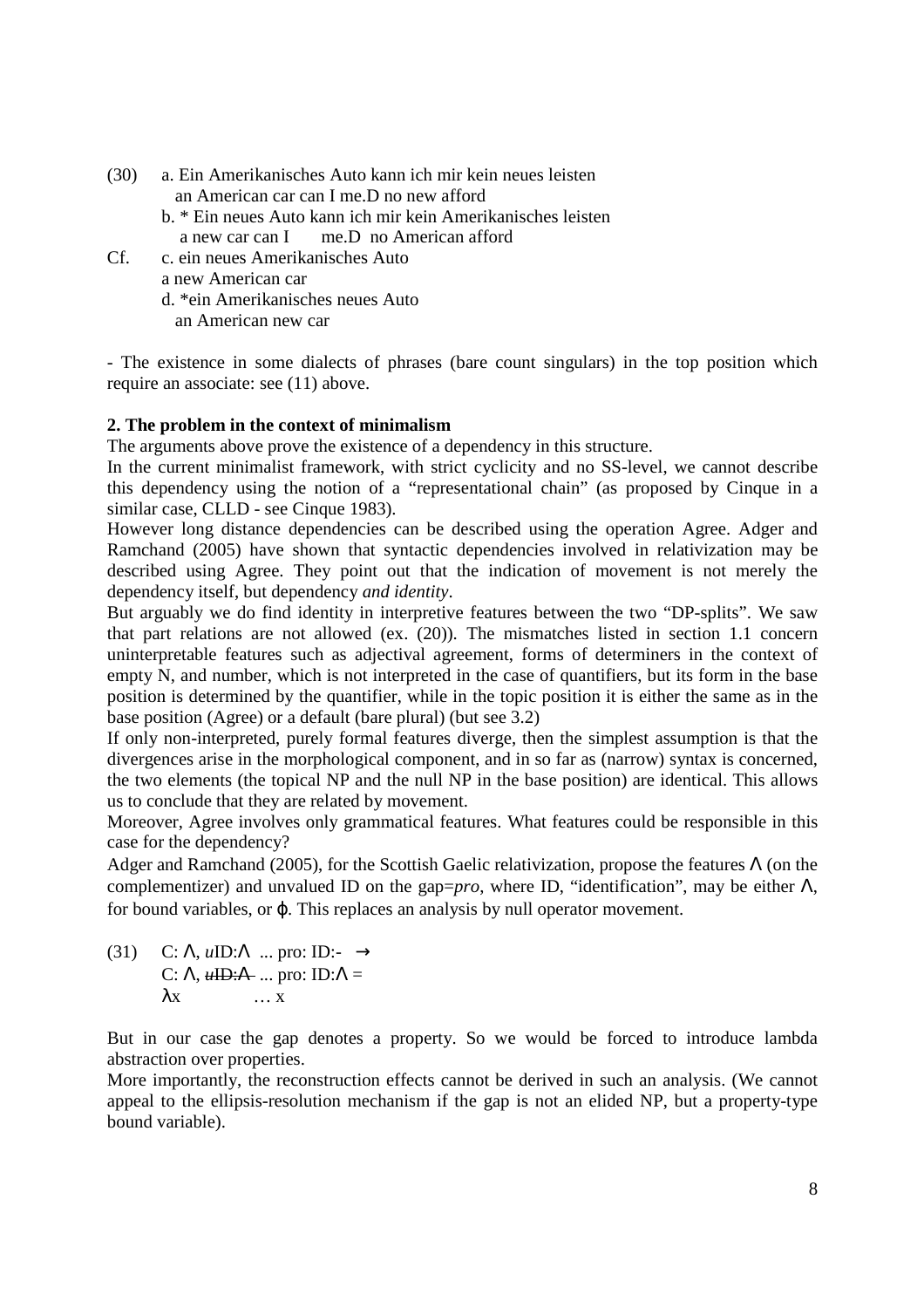(30) a. Ein Amerikanisches Auto kann ich mir kein neues leisten
   an American car can I me.D no new afford
  b. * Ein neues Auto kann ich mir kein Amerikanisches leisten
   a new car can I  me.D no American afford

Cf. c. ein neues Amerikanisches Auto
   a new American car
  d. *ein Amerikanisches neues Auto
   an American new car

- The existence in some dialects of phrases (bare count singulars) in the top position which require an associate: see (11) above.

**2. The problem in the context of minimalism**

The arguments above prove the existence of a dependency in this structure.

In the current minimalist framework, with strict cyclicity and no SS-level, we cannot describe this dependency using the notion of a "representational chain" (as proposed by Cinque in a similar case, CLLD - see Cinque 1983).

However long distance dependencies can be described using the operation Agree. Adger and Ramchand (2005) have shown that syntactic dependencies involved in relativization may be described using Agree. They point out that the indication of movement is not merely the dependency itself, but dependency *and identity*.

But arguably we do find identity in interpretive features between the two "DP-splits". We saw that part relations are not allowed (ex. (20)). The mismatches listed in section 1.1 concern uninterpretable features such as adjectival agreement, forms of determiners in the context of empty N, and number, which is not interpreted in the case of quantifiers, but its form in the base position is determined by the quantifier, while in the topic position it is either the same as in the base position (Agree) or a default (bare plural) (but see 3.2)

If only non-interpreted, purely formal features diverge, then the simplest assumption is that the divergences arise in the morphological component, and in so far as (narrow) syntax is concerned, the two elements (the topical NP and the null NP in the base position) are identical. This allows us to conclude that they are related by movement.

Moreover, Agree involves only grammatical features. What features could be responsible in this case for the dependency?

Adger and Ramchand (2005), for the Scottish Gaelic relativization, propose the features $\Lambda$ (on the complementizer) and unvalued ID on the gap=*pro*, where ID, "identification", may be either $\Lambda$, for bound variables, or $\varphi$. This replaces an analysis by null operator movement.

(31) C: $\Lambda$, *u*ID:$\Lambda$ ... pro: ID:- $\rightarrow$
  C: $\Lambda$, ~~*u*ID:$\Lambda$~~ ... pro: ID:$\Lambda$ =
  $\lambda x$   … x

But in our case the gap denotes a property. So we would be forced to introduce lambda abstraction over properties.

More importantly, the reconstruction effects cannot be derived in such an analysis. (We cannot appeal to the ellipsis-resolution mechanism if the gap is not an elided NP, but a property-type bound variable).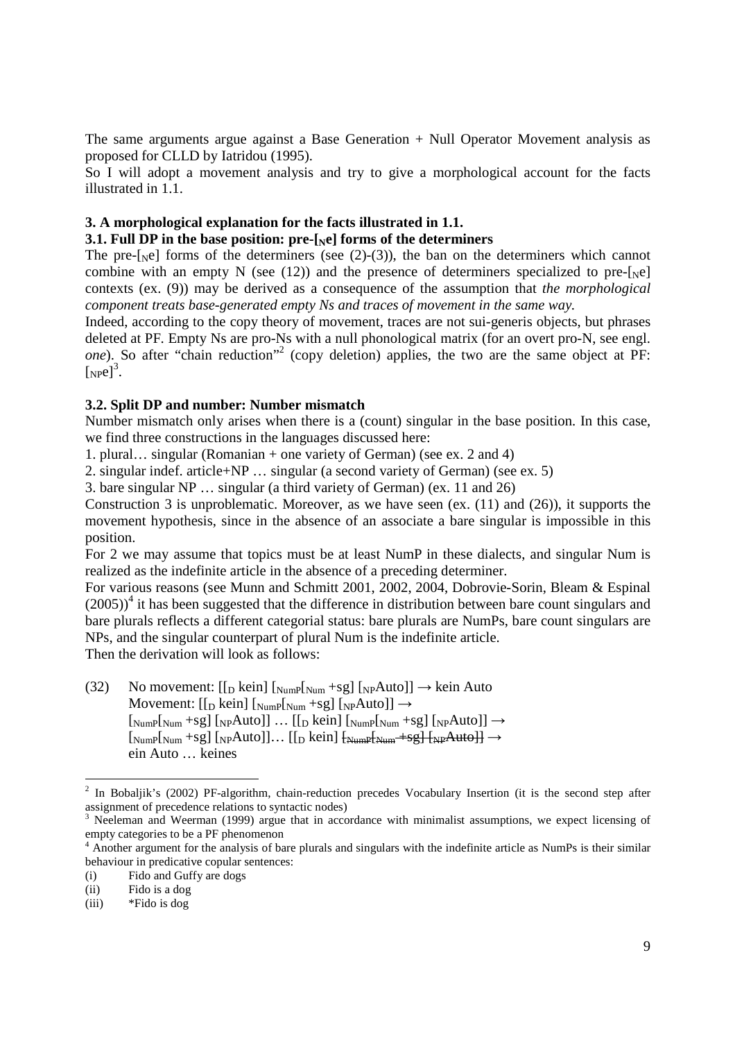The same arguments argue against a Base Generation + Null Operator Movement analysis as proposed for CLLD by Iatridou (1995).

So I will adopt a movement analysis and try to give a morphological account for the facts illustrated in 1.1.

## 3. A morphological explanation for the facts illustrated in 1.1.

### 3.1. Full DP in the base position: pre-[$_N$e] forms of the determiners

The pre-[$_N$e] forms of the determiners (see (2)-(3)), the ban on the determiners which cannot combine with an empty N (see (12)) and the presence of determiners specialized to pre-[$_N$e] contexts (ex. (9)) may be derived as a consequence of the assumption that *the morphological component treats base-generated empty Ns and traces of movement in the same way.*

Indeed, according to the copy theory of movement, traces are not sui-generis objects, but phrases deleted at PF. Empty Ns are pro-Ns with a null phonological matrix (for an overt pro-N, see engl. *one*). So after "chain reduction"[2] (copy deletion) applies, the two are the same object at PF: [$_{NP}$e][3].

### 3.2. Split DP and number: Number mismatch

Number mismatch only arises when there is a (count) singular in the base position. In this case, we find three constructions in the languages discussed here:

1. plural… singular (Romanian + one variety of German) (see ex. 2 and 4)
2. singular indef. article+NP … singular (a second variety of German) (see ex. 5)
3. bare singular NP … singular (a third variety of German) (ex. 11 and 26)

Construction 3 is unproblematic. Moreover, as we have seen (ex. (11) and (26)), it supports the movement hypothesis, since in the absence of an associate a bare singular is impossible in this position.

For 2 we may assume that topics must be at least NumP in these dialects, and singular Num is realized as the indefinite article in the absence of a preceding determiner.

For various reasons (see Munn and Schmitt 2001, 2002, 2004, Dobrovie-Sorin, Bleam & Espinal (2005))[4] it has been suggested that the difference in distribution between bare count singulars and bare plurals reflects a different categorial status: bare plurals are NumPs, bare count singulars are NPs, and the singular counterpart of plural Num is the indefinite article.

Then the derivation will look as follows:

(32) No movement: [[$_D$ kein] [$_{NumP}$[$_{Num}$ +sg] [$_{NP}$Auto]] → kein Auto
Movement: [[$_D$ kein] [$_{NumP}$[$_{Num}$ +sg] [$_{NP}$Auto]] →
[$_{NumP}$[$_{Num}$ +sg] [$_{NP}$Auto]] … [[$_D$ kein] [$_{NumP}$[$_{Num}$ +sg] [$_{NP}$Auto]] →
[$_{NumP}$[$_{Num}$ +sg] [$_{NP}$Auto]]… [[$_D$ kein] ~~[$_{NumP}$[$_{Num}$ +sg] [$_{NP}$Auto]]~~ →
ein Auto … keines

---

[2] In Bobaljik's (2002) PF-algorithm, chain-reduction precedes Vocabulary Insertion (it is the second step after assignment of precedence relations to syntactic nodes)

[3] Neeleman and Weerman (1999) argue that in accordance with minimalist assumptions, we expect licensing of empty categories to be a PF phenomenon

[4] Another argument for the analysis of bare plurals and singulars with the indefinite article as NumPs is their similar behaviour in predicative copular sentences:

(i) Fido and Guffy are dogs
(ii) Fido is a dog
(iii) *Fido is dog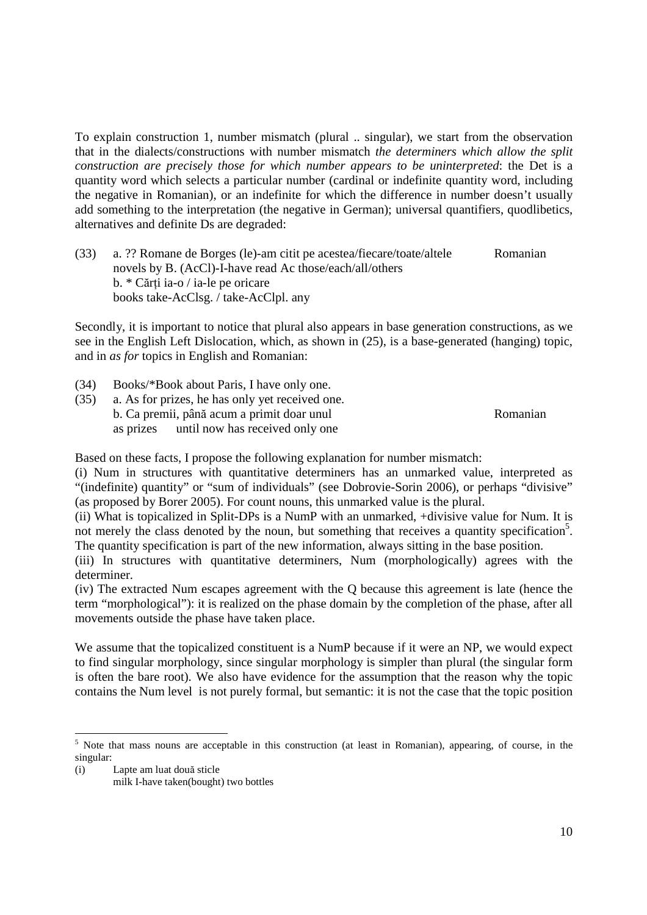To explain construction 1, number mismatch (plural .. singular), we start from the observation that in the dialects/constructions with number mismatch *the determiners which allow the split construction are precisely those for which number appears to be uninterpreted*: the Det is a quantity word which selects a particular number (cardinal or indefinite quantity word, including the negative in Romanian), or an indefinite for which the difference in number doesn't usually add something to the interpretation (the negative in German); universal quantifiers, quodlibetics, alternatives and definite Ds are degraded:

(33) a. ?? Romane de Borges (le)-am citit pe acestea/fiecare/toate/altele     Romanian
novels by B. (AcCl)-I-have read Ac those/each/all/others
b. * Cărți ia-o / ia-le pe oricare
books take-AcClsg. / take-AcClpl. any

Secondly, it is important to notice that plural also appears in base generation constructions, as we see in the English Left Dislocation, which, as shown in (25), is a base-generated (hanging) topic, and in *as for* topics in English and Romanian:

(34) Books/*Book about Paris, I have only one.

(35) a. As for prizes, he has only yet received one.
b. Ca premii, până acum a primit doar unul     Romanian
as prizes until now has received only one

Based on these facts, I propose the following explanation for number mismatch:

(i) Num in structures with quantitative determiners has an unmarked value, interpreted as "(indefinite) quantity" or "sum of individuals" (see Dobrovie-Sorin 2006), or perhaps "divisive" (as proposed by Borer 2005). For count nouns, this unmarked value is the plural.

(ii) What is topicalized in Split-DPs is a NumP with an unmarked, +divisive value for Num. It is not merely the class denoted by the noun, but something that receives a quantity specification[5]. The quantity specification is part of the new information, always sitting in the base position.

(iii) In structures with quantitative determiners, Num (morphologically) agrees with the determiner.

(iv) The extracted Num escapes agreement with the Q because this agreement is late (hence the term "morphological"): it is realized on the phase domain by the completion of the phase, after all movements outside the phase have taken place.

We assume that the topicalized constituent is a NumP because if it were an NP, we would expect to find singular morphology, since singular morphology is simpler than plural (the singular form is often the bare root). We also have evidence for the assumption that the reason why the topic contains the Num level is not purely formal, but semantic: it is not the case that the topic position

---

[5] Note that mass nouns are acceptable in this construction (at least in Romanian), appearing, of course, in the singular:

(i) Lapte am luat două sticle
milk I-have taken(bought) two bottles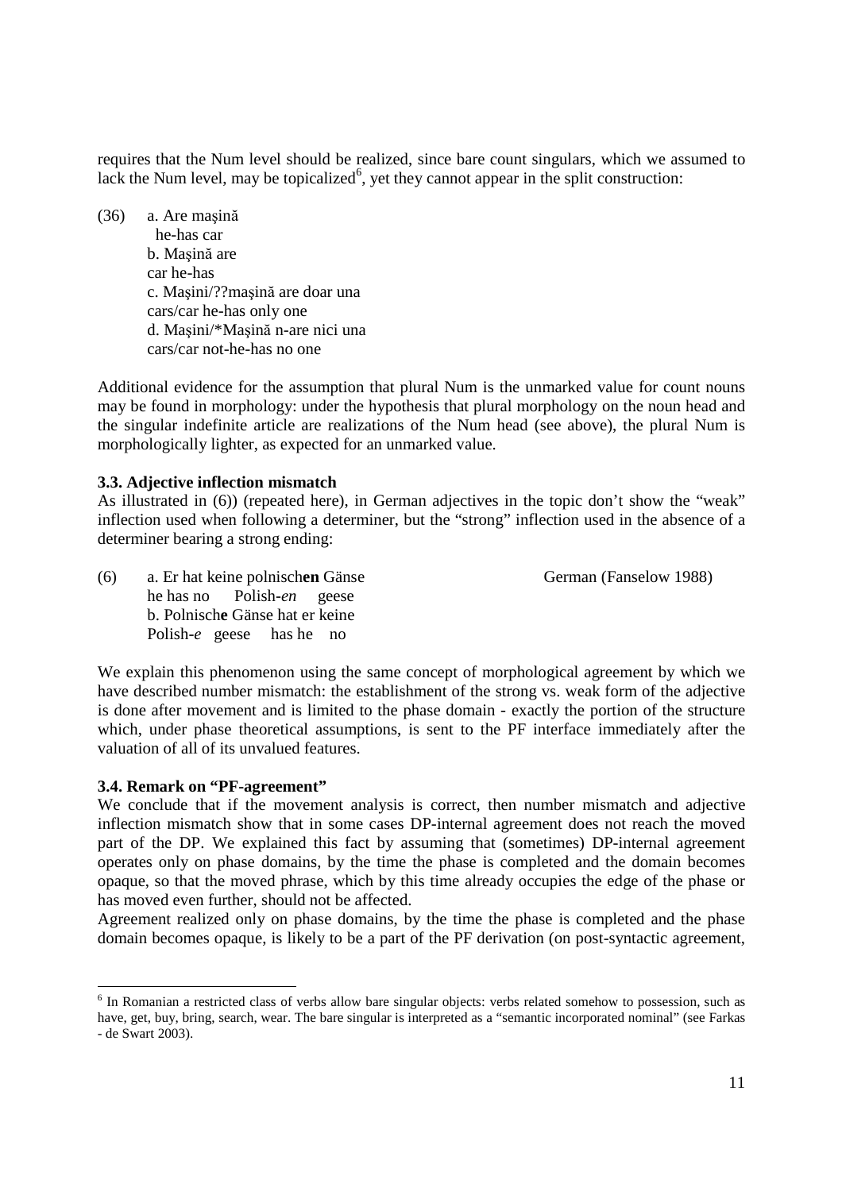requires that the Num level should be realized, since bare count singulars, which we assumed to lack the Num level, may be topicalized[6], yet they cannot appear in the split construction:

(36) a. Are maşină
  he-has car
 b. Maşină are
 car he-has
 c. Maşini/??maşină are doar una
 cars/car he-has only one
 d. Maşini/*Maşină n-are nici una
 cars/car not-he-has no one

Additional evidence for the assumption that plural Num is the unmarked value for count nouns may be found in morphology: under the hypothesis that plural morphology on the noun head and the singular indefinite article are realizations of the Num head (see above), the plural Num is morphologically lighter, as expected for an unmarked value.

### 3.3. Adjective inflection mismatch

As illustrated in (6)) (repeated here), in German adjectives in the topic don't show the "weak" inflection used when following a determiner, but the "strong" inflection used in the absence of a determiner bearing a strong ending:

(6) a. Er hat keine polnisch**en** Gänse  German (Fanselow 1988)
 he has no Polish-*en* geese
 b. Polnisch**e** Gänse hat er keine
 Polish-*e* geese has he no

We explain this phenomenon using the same concept of morphological agreement by which we have described number mismatch: the establishment of the strong vs. weak form of the adjective is done after movement and is limited to the phase domain - exactly the portion of the structure which, under phase theoretical assumptions, is sent to the PF interface immediately after the valuation of all of its unvalued features.

### 3.4. Remark on "PF-agreement"

We conclude that if the movement analysis is correct, then number mismatch and adjective inflection mismatch show that in some cases DP-internal agreement does not reach the moved part of the DP. We explained this fact by assuming that (sometimes) DP-internal agreement operates only on phase domains, by the time the phase is completed and the domain becomes opaque, so that the moved phrase, which by this time already occupies the edge of the phase or has moved even further, should not be affected.

Agreement realized only on phase domains, by the time the phase is completed and the phase domain becomes opaque, is likely to be a part of the PF derivation (on post-syntactic agreement,

---

[6] In Romanian a restricted class of verbs allow bare singular objects: verbs related somehow to possession, such as have, get, buy, bring, search, wear. The bare singular is interpreted as a "semantic incorporated nominal" (see Farkas - de Swart 2003).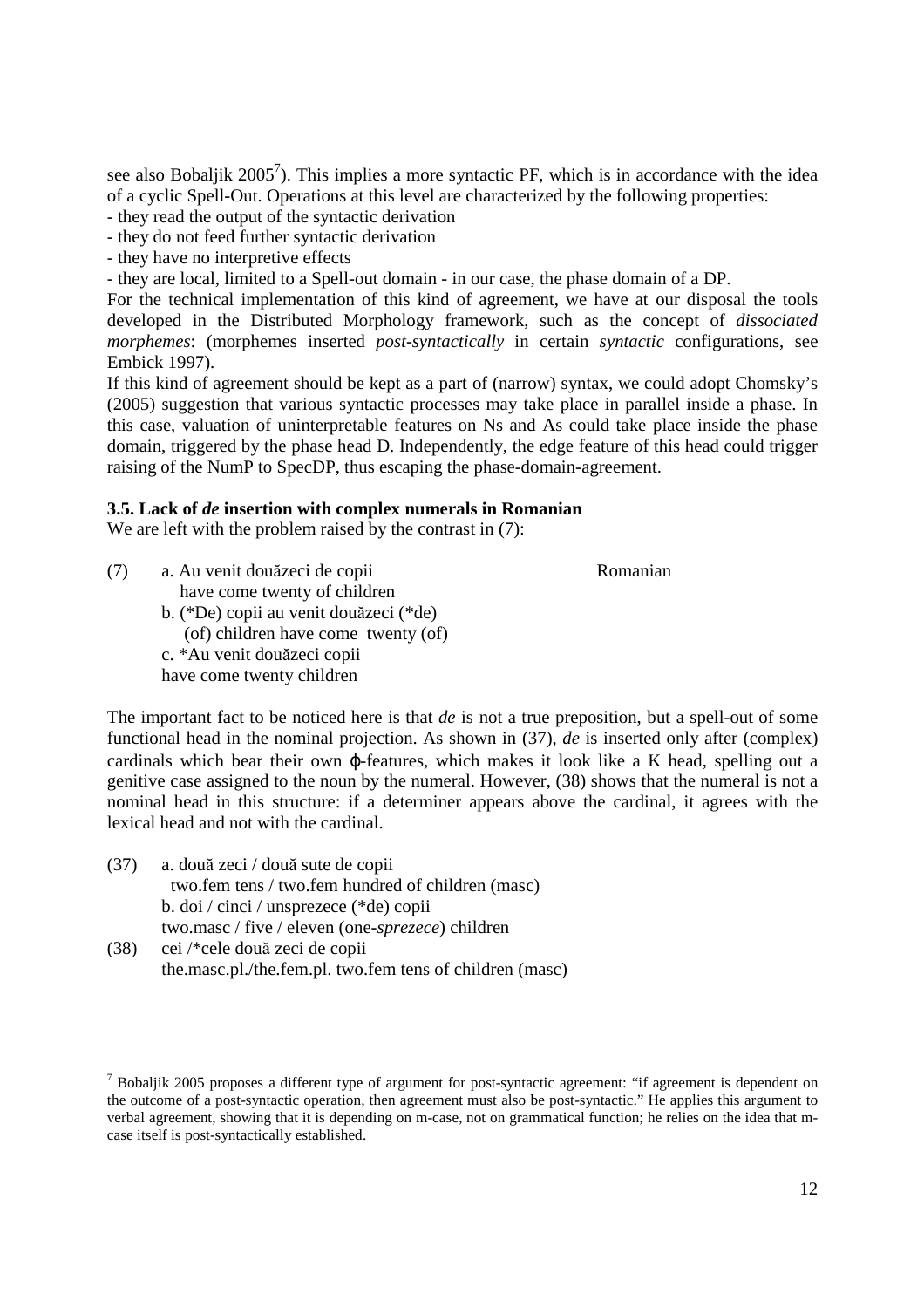see also Bobaljik 2005[7]). This implies a more syntactic PF, which is in accordance with the idea of a cyclic Spell-Out. Operations at this level are characterized by the following properties:

- they read the output of the syntactic derivation
- they do not feed further syntactic derivation
- they have no interpretive effects
- they are local, limited to a Spell-out domain - in our case, the phase domain of a DP.

For the technical implementation of this kind of agreement, we have at our disposal the tools developed in the Distributed Morphology framework, such as the concept of *dissociated morphemes*: (morphemes inserted *post-syntactically* in certain *syntactic* configurations, see Embick 1997).

If this kind of agreement should be kept as a part of (narrow) syntax, we could adopt Chomsky's (2005) suggestion that various syntactic processes may take place in parallel inside a phase. In this case, valuation of uninterpretable features on Ns and As could take place inside the phase domain, triggered by the phase head D. Independently, the edge feature of this head could trigger raising of the NumP to SpecDP, thus escaping the phase-domain-agreement.

### 3.5. Lack of *de* insertion with complex numerals in Romanian

We are left with the problem raised by the contrast in (7):

(7) a. Au venit douăzeci de copii — Romanian
  have come twenty of children
 b. (*De) copii au venit douăzeci (*de)
  (of) children have come twenty (of)
 c. *Au venit douăzeci copii
  have come twenty children

The important fact to be noticed here is that *de* is not a true preposition, but a spell-out of some functional head in the nominal projection. As shown in (37), *de* is inserted only after (complex) cardinals which bear their own φ-features, which makes it look like a K head, spelling out a genitive case assigned to the noun by the numeral. However, (38) shows that the numeral is not a nominal head in this structure: if a determiner appears above the cardinal, it agrees with the lexical head and not with the cardinal.

(37) a. două zeci / două sute de copii
  two.fem tens / two.fem hundred of children (masc)
 b. doi / cinci / unsprezece (*de) copii
  two.masc / five / eleven (one-*sprezece*) children

(38) cei /*cele două zeci de copii
  the.masc.pl./the.fem.pl. two.fem tens of children (masc)

---

[7] Bobaljik 2005 proposes a different type of argument for post-syntactic agreement: "if agreement is dependent on the outcome of a post-syntactic operation, then agreement must also be post-syntactic." He applies this argument to verbal agreement, showing that it is depending on m-case, not on grammatical function; he relies on the idea that m-case itself is post-syntactically established.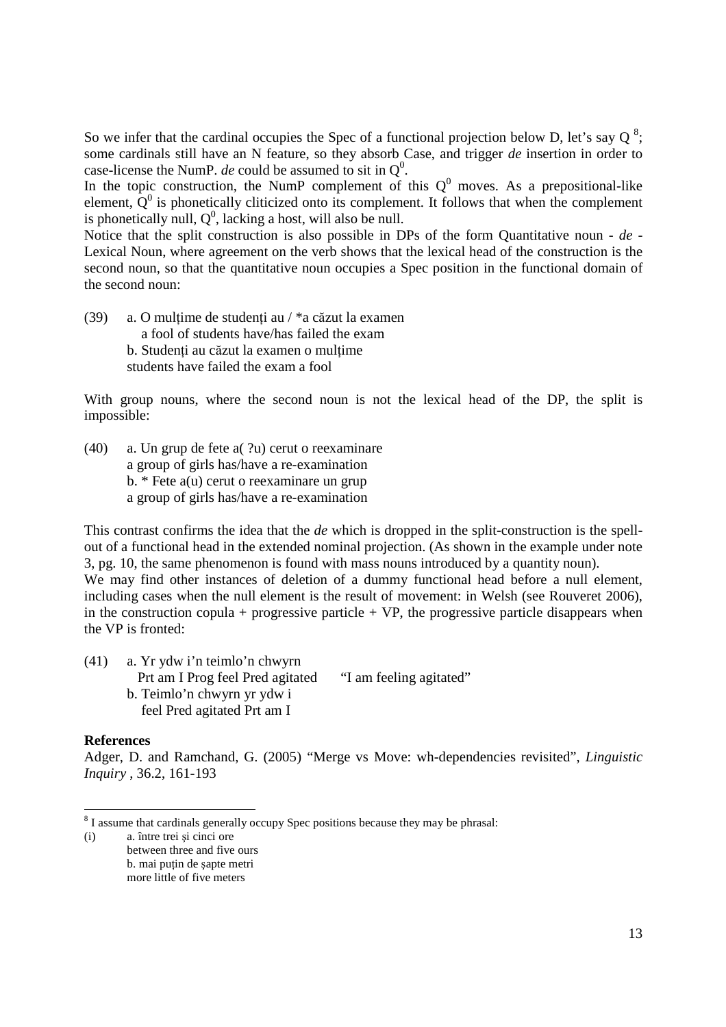So we infer that the cardinal occupies the Spec of a functional projection below D, let's say Q [8]; some cardinals still have an N feature, so they absorb Case, and trigger *de* insertion in order to case-license the NumP. *de* could be assumed to sit in $Q^0$.

In the topic construction, the NumP complement of this $Q^0$ moves. As a prepositional-like element, $Q^0$ is phonetically cliticized onto its complement. It follows that when the complement is phonetically null, $Q^0$, lacking a host, will also be null.

Notice that the split construction is also possible in DPs of the form Quantitative noun - *de* - Lexical Noun, where agreement on the verb shows that the lexical head of the construction is the second noun, so that the quantitative noun occupies a Spec position in the functional domain of the second noun:

(39) a. O mulțime de studenți au / *a căzut la examen
 a fool of students have/has failed the exam
 b. Studenți au căzut la examen o mulțime
 students have failed the exam a fool

With group nouns, where the second noun is not the lexical head of the DP, the split is impossible:

(40) a. Un grup de fete a( ?u) cerut o reexaminare
 a group of girls has/have a re-examination
 b. * Fete a(u) cerut o reexaminare un grup
 a group of girls has/have a re-examination

This contrast confirms the idea that the *de* which is dropped in the split-construction is the spell-out of a functional head in the extended nominal projection. (As shown in the example under note 3, pg. 10, the same phenomenon is found with mass nouns introduced by a quantity noun).

We may find other instances of deletion of a dummy functional head before a null element, including cases when the null element is the result of movement: in Welsh (see Rouveret 2006), in the construction copula + progressive particle + VP, the progressive particle disappears when the VP is fronted:

(41) a. Yr ydw i'n teimlo'n chwyrn
 Prt am I Prog feel Pred agitated "I am feeling agitated"
 b. Teimlo'n chwyrn yr ydw i
 feel Pred agitated Prt am I

**References**

Adger, D. and Ramchand, G. (2005) "Merge vs Move: wh-dependencies revisited", *Linguistic Inquiry* , 36.2, 161-193

---

[8] I assume that cardinals generally occupy Spec positions because they may be phrasal:

(i) a. între trei și cinci ore
 between three and five ours
 b. mai puțin de șapte metri
 more little of five meters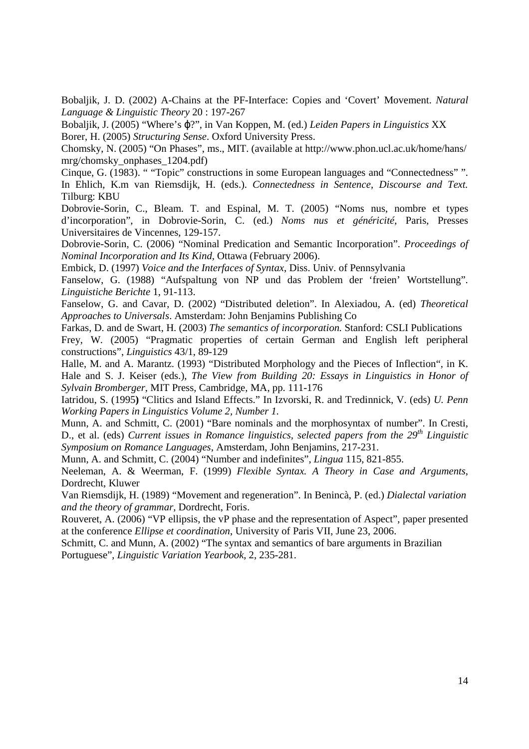Bobaljik, J. D. (2002) A-Chains at the PF-Interface: Copies and 'Covert' Movement. *Natural Language & Linguistic Theory* 20 : 197-267

Bobaljik, J. (2005) "Where's ϕ?", in Van Koppen, M. (ed.) *Leiden Papers in Linguistics* XX

Borer, H. (2005) *Structuring Sense*. Oxford University Press.

Chomsky, N. (2005) "On Phases", ms., MIT. (available at http://www.phon.ucl.ac.uk/home/hans/mrg/chomsky_onphases_1204.pdf)

Cinque, G. (1983). " "Topic" constructions in some European languages and "Connectedness" ". In Ehlich, K.m van Riemsdijk, H. (eds.). *Connectedness in Sentence, Discourse and Text.* Tilburg: KBU

Dobrovie-Sorin, C., Bleam. T. and Espinal, M. T. (2005) "Noms nus, nombre et types d'incorporation", in Dobrovie-Sorin, C. (ed.) *Noms nus et généricité*, Paris, Presses Universitaires de Vincennes, 129-157.

Dobrovie-Sorin, C. (2006) "Nominal Predication and Semantic Incorporation". *Proceedings of Nominal Incorporation and Its Kind*, Ottawa (February 2006).

Embick, D. (1997) *Voice and the Interfaces of Syntax*, Diss. Univ. of Pennsylvania

Fanselow, G. (1988) "Aufspaltung von NP und das Problem der 'freien' Wortstellung". *Linguistiche Berichte* 1, 91-113.

Fanselow, G. and Cavar, D. (2002) "Distributed deletion". In Alexiadou, A. (ed) *Theoretical Approaches to Universals*. Amsterdam: John Benjamins Publishing Co

Farkas, D. and de Swart, H. (2003) *The semantics of incorporation.* Stanford: CSLI Publications

Frey, W. (2005) "Pragmatic properties of certain German and English left peripheral constructions", *Linguistics* 43/1, 89-129

Halle, M. and A. Marantz. (1993) "Distributed Morphology and the Pieces of Inflection", in K. Hale and S. J. Keiser (eds.), *The View from Building 20: Essays in Linguistics in Honor of Sylvain Bromberger*, MIT Press, Cambridge, MA, pp. 111-176

Iatridou, S. (1995**)** "Clitics and Island Effects." In Izvorski, R. and Tredinnick, V. (eds) *U. Penn Working Papers in Linguistics Volume 2, Number 1.*

Munn, A. and Schmitt, C. (2001) "Bare nominals and the morphosyntax of number". In Cresti, D., et al. (eds) *Current issues in Romance linguistics, selected papers from the 29th Linguistic Symposium on Romance Languages*, Amsterdam, John Benjamins, 217-231.

Munn, A. and Schmitt, C. (2004) "Number and indefinites", *Lingua* 115, 821-855.

Neeleman, A. & Weerman, F. (1999) *Flexible Syntax. A Theory in Case and Arguments*, Dordrecht, Kluwer

Van Riemsdijk, H. (1989) "Movement and regeneration". In Benincà, P. (ed.) *Dialectal variation and the theory of grammar*, Dordrecht, Foris.

Rouveret, A. (2006) "VP ellipsis, the vP phase and the representation of Aspect", paper presented at the conference *Ellipse et coordination*, University of Paris VII, June 23, 2006.

Schmitt, C. and Munn, A. (2002) "The syntax and semantics of bare arguments in Brazilian Portuguese", *Linguistic Variation Yearbook*, 2, 235-281.